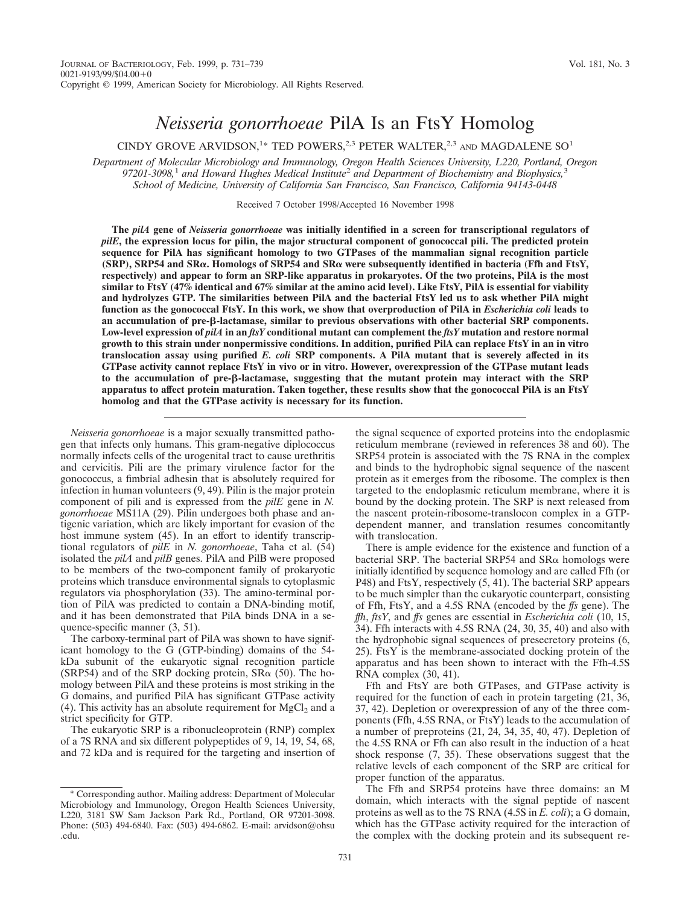# *Neisseria gonorrhoeae* PilA Is an FtsY Homolog

CINDY GROVE ARVIDSON,[1*] TED POWERS,[2,3] PETER WALTER,[2,3] AND MAGDALENE SO[1]

*Department of Molecular Microbiology and Immunology, Oregon Health Sciences University, L220, Portland, Oregon 97201-3098,[1] and Howard Hughes Medical Institute[2] and Department of Biochemistry and Biophysics,[3] School of Medicine, University of California San Francisco, San Francisco, California 94143-0448*

Received 7 October 1998/Accepted 16 November 1998

**The *pilA* gene of *Neisseria gonorrhoeae* was initially identified in a screen for transcriptional regulators of *pilE*, the expression locus for pilin, the major structural component of gonococcal pili. The predicted protein sequence for PilA has significant homology to two GTPases of the mammalian signal recognition particle (SRP), SRP54 and SRα. Homologs of SRP54 and SRα were subsequently identified in bacteria (Ffh and FtsY, respectively) and appear to form an SRP-like apparatus in prokaryotes. Of the two proteins, PilA is the most similar to FtsY (47% identical and 67% similar at the amino acid level). Like FtsY, PilA is essential for viability and hydrolyzes GTP. The similarities between PilA and the bacterial FtsY led us to ask whether PilA might function as the gonococcal FtsY. In this work, we show that overproduction of PilA in *Escherichia coli* leads to an accumulation of pre-β-lactamase, similar to previous observations with other bacterial SRP components. Low-level expression of *pilA* in an *ftsY* conditional mutant can complement the *ftsY* mutation and restore normal growth to this strain under nonpermissive conditions. In addition, purified PilA can replace FtsY in an in vitro translocation assay using purified *E. coli* SRP components. A PilA mutant that is severely affected in its GTPase activity cannot replace FtsY in vivo or in vitro. However, overexpression of the GTPase mutant leads to the accumulation of pre-β-lactamase, suggesting that the mutant protein may interact with the SRP apparatus to affect protein maturation. Taken together, these results show that the gonococcal PilA is an FtsY homolog and that the GTPase activity is necessary for its function.**

---

*Neisseria gonorrhoeae* is a major sexually transmitted pathogen that infects only humans. This gram-negative diplococcus normally infects cells of the urogenital tract to cause urethritis and cervicitis. Pili are the primary virulence factor for the gonococcus, a fimbrial adhesin that is absolutely required for infection in human volunteers (9, 49). Pilin is the major protein component of pili and is expressed from the *pilE* gene in *N. gonorrhoeae* MS11A (29). Pilin undergoes both phase and antigenic variation, which are likely important for evasion of the host immune system (45). In an effort to identify transcriptional regulators of *pilE* in *N. gonorrhoeae*, Taha et al. (54) isolated the *pilA* and *pilB* genes. PilA and PilB were proposed to be members of the two-component family of prokaryotic proteins which transduce environmental signals to cytoplasmic regulators via phosphorylation (33). The amino-terminal portion of PilA was predicted to contain a DNA-binding motif, and it has been demonstrated that PilA binds DNA in a sequence-specific manner (3, 51).

The carboxy-terminal part of PilA was shown to have significant homology to the G (GTP-binding) domains of the 54-kDa subunit of the eukaryotic signal recognition particle (SRP54) and of the SRP docking protein, SRα (50). The homology between PilA and these proteins is most striking in the G domains, and purified PilA has significant GTPase activity (4). This activity has an absolute requirement for $MgCl_2$ and a strict specificity for GTP.

The eukaryotic SRP is a ribonucleoprotein (RNP) complex of a 7S RNA and six different polypeptides of 9, 14, 19, 54, 68, and 72 kDa and is required for the targeting and insertion of the signal sequence of exported proteins into the endoplasmic reticulum membrane (reviewed in references 38 and 60). The SRP54 protein is associated with the 7S RNA in the complex and binds to the hydrophobic signal sequence of the nascent protein as it emerges from the ribosome. The complex is then targeted to the endoplasmic reticulum membrane, where it is bound by the docking protein. The SRP is next released from the nascent protein-ribosome-translocon complex in a GTP-dependent manner, and translation resumes concomitantly with translocation.

There is ample evidence for the existence and function of a bacterial SRP. The bacterial SRP54 and SRα homologs were initially identified by sequence homology and are called Ffh (or P48) and FtsY, respectively (5, 41). The bacterial SRP appears to be much simpler than the eukaryotic counterpart, consisting of Ffh, FtsY, and a 4.5S RNA (encoded by the *ffs* gene). The *ffh*, *ftsY*, and *ffs* genes are essential in *Escherichia coli* (10, 15, 34). Ffh interacts with 4.5S RNA (24, 30, 35, 40) and also with the hydrophobic signal sequences of presecretory proteins (6, 25). FtsY is the membrane-associated docking protein of the apparatus and has been shown to interact with the Ffh-4.5S RNA complex (30, 41).

Ffh and FtsY are both GTPases, and GTPase activity is required for the function of each in protein targeting (21, 36, 37, 42). Depletion or overexpression of any of the three components (Ffh, 4.5S RNA, or FtsY) leads to the accumulation of a number of preproteins (21, 24, 34, 35, 40, 47). Depletion of the 4.5S RNA or Ffh can also result in the induction of a heat shock response (7, 35). These observations suggest that the relative levels of each component of the SRP are critical for proper function of the apparatus.

The Ffh and SRP54 proteins have three domains: an M domain, which interacts with the signal peptide of nascent proteins as well as to the 7S RNA (4.5S in *E. coli*); a G domain, which has the GTPase activity required for the interaction of the complex with the docking protein and its subsequent re-

---

\* Corresponding author. Mailing address: Department of Molecular Microbiology and Immunology, Oregon Health Sciences University, L220, 3181 SW Sam Jackson Park Rd., Portland, OR 97201-3098. Phone: (503) 494-6840. Fax: (503) 494-6862. E-mail: arvidson@ohsu.edu.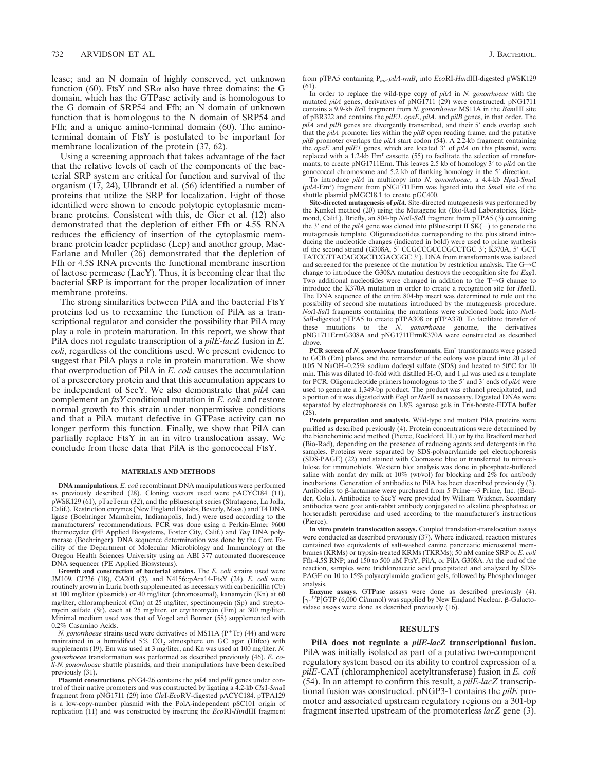lease; and an N domain of highly conserved, yet unknown function (60). FtsY and SRα also have three domains: the G domain, which has the GTPase activity and is homologous to the G domain of SRP54 and Ffh; an N domain of unknown function that is homologous to the N domain of SRP54 and Ffh; and a unique amino-terminal domain (60). The amino-terminal domain of FtsY is postulated to be important for membrane localization of the protein (37, 62).

Using a screening approach that takes advantage of the fact that the relative levels of each of the components of the bacterial SRP system are critical for function and survival of the organism (17, 24), Ulbrandt et al. (56) identified a number of proteins that utilize the SRP for localization. Eight of those identified were shown to encode polytopic cytoplasmic membrane proteins. Consistent with this, de Gier et al. (12) also demonstrated that the depletion of either Ffh or 4.5S RNA reduces the efficiency of insertion of the cytoplasmic membrane protein leader peptidase (Lep) and another group, MacFarlane and Müller (26) demonstrated that the depletion of Ffh or 4.5S RNA prevents the functional membrane insertion of lactose permease (LacY). Thus, it is becoming clear that the bacterial SRP is important for the proper localization of inner membrane proteins.

The strong similarities between PilA and the bacterial FtsY proteins led us to reexamine the function of PilA as a transcriptional regulator and consider the possibility that PilA may play a role in protein maturation. In this report, we show that PilA does not regulate transcription of a *pilE-lacZ* fusion in *E. coli*, regardless of the conditions used. We present evidence to suggest that PilA plays a role in protein maturation. We show that overproduction of PilA in *E. coli* causes the accumulation of a presecretory protein and that this accumulation appears to be independent of SecY. We also demonstrate that *pilA* can complement an *ftsY* conditional mutation in *E. coli* and restore normal growth to this strain under nonpermissive conditions and that a PilA mutant defective in GTPase activity can no longer perform this function. Finally, we show that PilA can partially replace FtsY in an in vitro translocation assay. We conclude from these data that PilA is the gonococcal FtsY.

## MATERIALS AND METHODS

**DNA manipulations.** *E. coli* recombinant DNA manipulations were performed as previously described (28). Cloning vectors used were pACYC184 (11), pWSK129 (61), pTacTerm (32), and the pBluescript series (Stratagene, La Jolla, Calif.). Restriction enzymes (New England Biolabs, Beverly, Mass.) and T4 DNA ligase (Boehringer Mannheim, Indianapolis, Ind.) were used according to the manufacturers' recommendations. PCR was done using a Perkin-Elmer 9600 thermocycler (PE Applied Biosystems, Foster City, Calif.) and *Taq* DNA polymerase (Boehringer). DNA sequence determination was done by the Core Facility of the Department of Molecular Microbiology and Immunology at the Oregon Health Sciences University using an ABI 377 automated fluorescence DNA sequencer (PE Applied Biosystems).

**Growth and construction of bacterial strains.** The *E. coli* strains used were JM109, CJ236 (18), CA201 (3), and N4156::pAra14-FtsY (24). *E. coli* were routinely grown in Luria broth supplemented as necessary with carbenicillin (Cb) at 100 mg/liter (plasmids) or 40 mg/liter (chromosomal), kanamycin (Kn) at 60 mg/liter, chloramphenicol (Cm) at 25 mg/liter, spectinomycin (Sp) and streptomycin sulfate (St), each at 25 mg/liter, or erythromycin (Em) at 300 mg/liter. Minimal medium used was that of Vogel and Bonner (58) supplemented with 0.2% Casamino Acids.

*N. gonorrhoeae* strains used were derivatives of MS11A ($P^+$Tr) (44) and were maintained in a humidified 5% $CO_2$ atmosphere on GC agar (Difco) with supplements (19). Em was used at 3 mg/liter, and Kn was used at 100 mg/liter. *N. gonorrhoeae* transformation was performed as described previously (46). *E. coli-N. gonorrhoeae* shuttle plasmids, and their manipulations have been described previously (31).

**Plasmid constructions.** pNG4-26 contains the *pilA* and *pilB* genes under control of their native promoters and was constructed by ligating a 4.2-kb *Cla*I-*Sma*I fragment from pNG1711 (29) into *Cla*I-*Eco*RV-digested pACYC184. pTPA129 is a low-copy-number plasmid with the PolA-independent pSC101 origin of replication (11) and was constructed by inserting the *Eco*RI-*Hin*dIII fragment from pTPA5 containing $P_{tac}$-*pilA*-*rrnB*$_t$ into *Eco*RI-*Hin*dIII-digested pWSK129 (61).

In order to replace the wild-type copy of *pilA* in *N. gonorrhoeae* with the mutated *pilA* genes, derivatives of pNG1711 (29) were constructed. pNG1711 contains a 9.9-kb *Bcl*I fragment from *N. gonorrhoeae* MS11A in the *Bam*HI site of pBR322 and contains the *pilE1*, *opaE*, *pilA*, and *pilB* genes, in that order. The *pilA* and *pilB* genes are divergently transcribed, and their 5′ ends overlap such that the *pilA* promoter lies within the *pilB* open reading frame, and the putative *pilB* promoter overlaps the *pilA* start codon (54). A 2.2-kb fragment containing the *opaE* and *pilE1* genes, which are located 3′ of *pilA* on this plasmid, were replaced with a 1.2-kb Em$^r$ cassette (55) to facilitate the selection of transformants, to create pNG1711Erm. This leaves 2.5 kb of homology 3′ to *pilA* on the gonococcal chromosome and 5.2 kb of flanking homology in the 5′ direction.

To introduce *pilA* in multicopy into *N. gonorrhoeae*, a 4.4-kb *Hpa*I-*Sma*I (*pilA*-Em$^r$) fragment from pNG1711Erm was ligated into the *Sma*I site of the shuttle plasmid pMGC18.1 to create pGC400.

**Site-directed mutagenesis of *pilA*.** Site-directed mutagenesis was performed by the Kunkel method (20) using the Mutagene kit (Bio-Rad Laboratories, Richmond, Calif.). Briefly, an 804-bp *Not*I-*Sal*I fragment from pTPA5 (3) containing the 3′ end of the *pilA* gene was cloned into pBluescript II SK(−) to generate the mutagenesis template. Oligonucleotides corresponding to the plus strand introducing the nucleotide changes (indicated in bold) were used to prime synthesis of the second strand (G308A, 5′ CCGCCG**C**CCGCCTGC 3′; K370A, 5′ GCT TATCGTTAC**AGC**G**CT**CGACGGC 3′). DNA from transformants was isolated and screened for the presence of the mutation by restriction analysis. The G→C change to introduce the G308A mutation destroys the recognition site for *Eag*I. Two additional nucleotides were changed in addition to the T→G change to introduce the K370A mutation in order to create a recognition site for *Hae*II. The DNA sequence of the entire 804-bp insert was determined to rule out the possibility of second site mutations introduced by the mutagenesis procedure. *Not*I-*Sal*I fragments containing the mutations were subcloned back into *Not*I-*Sal*I-digested pTPA5 to create pTPA308 or pTPA370. To facilitate transfer of these mutations to the *N. gonorrhoeae* genome, the derivatives pNG1711ErmG308A and pNG1711ErmK370A were constructed as described above.

**PCR screen of *N. gonorrhoeae* transformants.** Em$^r$ transformants were passed to GCB (Em) plates, and the remainder of the colony was placed into 20 μl of 0.05 N NaOH–0.25% sodium dodecyl sulfate (SDS) and heated to 50°C for 10 min. This was diluted 10-fold with distilled $H_2O$, and 1 μl was used as a template for PCR. Oligonucleotide primers homologous to the 5′ and 3′ ends of *pilA* were used to generate a 1,349-bp product. The product was ethanol precipitated, and a portion of it was digested with *Eag*I or *Hae*II as necessary. Digested DNAs were separated by electrophoresis on 1.8% agarose gels in Tris-borate-EDTA buffer (28).

**Protein preparation and analysis.** Wild-type and mutant PilA proteins were purified as described previously (4). Protein concentrations were determined by the bicinchoninic acid method (Pierce, Rockford, Ill.) or by the Bradford method (Bio-Rad), depending on the presence of reducing agents and detergents in the samples. Proteins were separated by SDS-polyacrylamide gel electrophoresis (SDS-PAGE) (22) and stained with Coomassie blue or transferred to nitrocellulose for immunoblots. Western blot analysis was done in phosphate-buffered saline with nonfat dry milk at 10% (wt/vol) for blocking and 2% for antibody incubations. Generation of antibodies to PilA has been described previously (3). Antibodies to β-lactamase were purchased from 5 Prime→3 Prime, Inc. (Boulder, Colo.). Antibodies to SecY were provided by William Wickner. Secondary antibodies were goat anti-rabbit antibody conjugated to alkaline phosphatase or horseradish peroxidase and used according to the manufacturer's instructions (Pierce).

**In vitro protein translocation assays.** Coupled translation-translocation assays were conducted as described previously (37). Where indicated, reaction mixtures contained two equivalents of salt-washed canine pancreatic microsomal membranes (KRMs) or trypsin-treated KRMs (TKRMs); 50 nM canine SRP or *E. coli* Ffh-4.5S RNP; and 150 to 500 nM FtsY, PilA, or PilA G308A. At the end of the reaction, samples were trichloroacetic acid precipitated and analyzed by SDS-PAGE on 10 to 15% polyacrylamide gradient gels, followed by PhosphorImager analysis.

**Enzyme assays.** GTPase assays were done as described previously (4). [$\gamma$-$^{32}$P]GTP (6,000 Ci/mmol) was supplied by New England Nuclear. β-Galactosidase assays were done as described previously (16).

## RESULTS

**PilA does not regulate a *pilE-lacZ* transcriptional fusion.** PilA was initially isolated as part of a putative two-component regulatory system based on its ability to control expression of a *pilE*-CAT (chloramphenicol acetyltransferase) fusion in *E. coli* (54). In an attempt to confirm this result, a *pilE-lacZ* transcriptional fusion was constructed. pNGP3-1 contains the *pilE* promoter and associated upstream regulatory regions on a 301-bp fragment inserted upstream of the promoterless *lacZ* gene (3).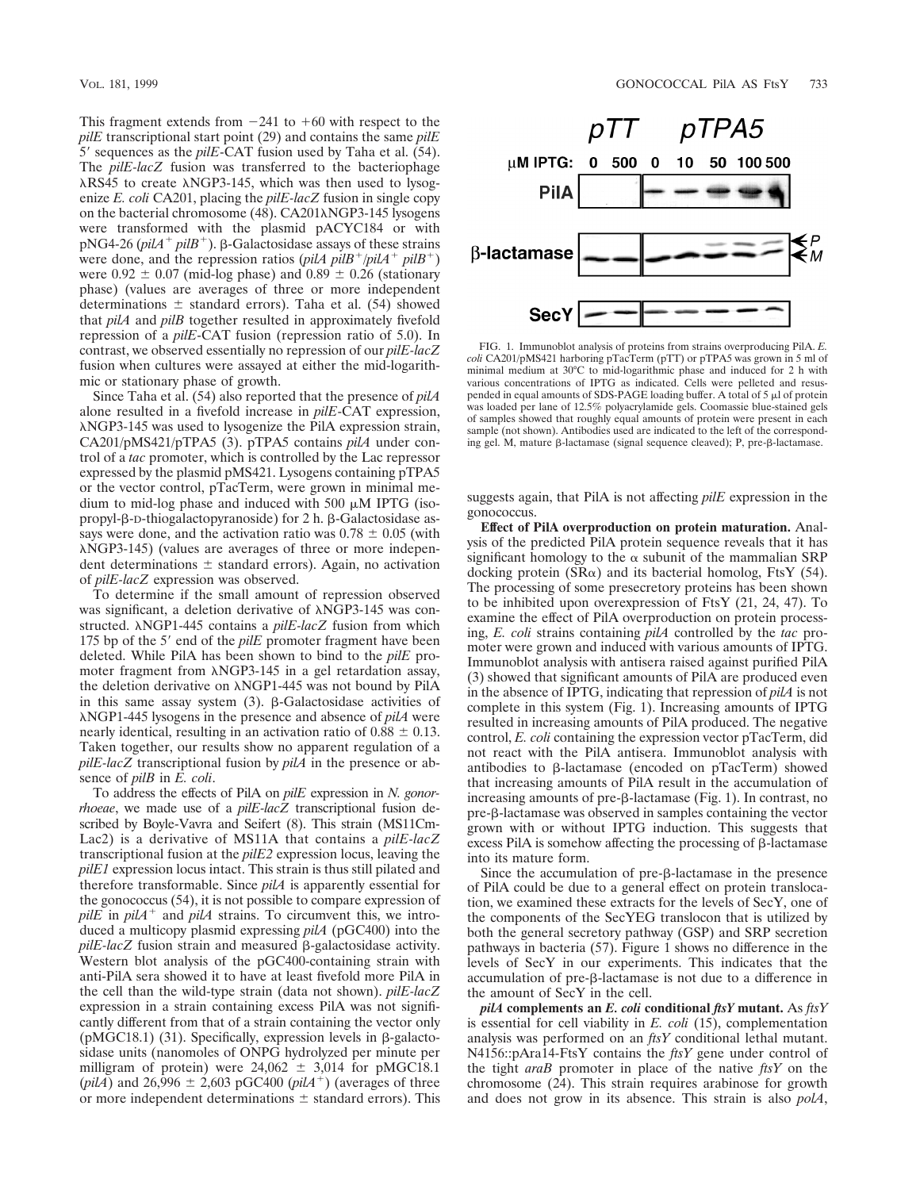This fragment extends from −241 to +60 with respect to the *pilE* transcriptional start point (29) and contains the same *pilE* 5′ sequences as the *pilE*-CAT fusion used by Taha et al. (54). The *pilE-lacZ* fusion was transferred to the bacteriophage λRS45 to create λNGP3-145, which was then used to lysogenize *E. coli* CA201, placing the *pilE-lacZ* fusion in single copy on the bacterial chromosome (48). CA201λNGP3-145 lysogens were transformed with the plasmid pACYC184 or with pNG4-26 ($pilA^+$ $pilB^+$). β-Galactosidase assays of these strains were done, and the repression ratios ($pilA$ $pilB^+$/$pilA^+$ $pilB^+$) were 0.92 ± 0.07 (mid-log phase) and 0.89 ± 0.26 (stationary phase) (values are averages of three or more independent determinations ± standard errors). Taha et al. (54) showed that *pilA* and *pilB* together resulted in approximately fivefold repression of a *pilE*-CAT fusion (repression ratio of 5.0). In contrast, we observed essentially no repression of our *pilE-lacZ* fusion when cultures were assayed at either the mid-logarithmic or stationary phase of growth.

Since Taha et al. (54) also reported that the presence of *pilA* alone resulted in a fivefold increase in *pilE*-CAT expression, λNGP3-145 was used to lysogenize the PilA expression strain, CA201/pMS421/pTPA5 (3). pTPA5 contains *pilA* under control of a *tac* promoter, which is controlled by the Lac repressor expressed by the plasmid pMS421. Lysogens containing pTPA5 or the vector control, pTacTerm, were grown in minimal medium to mid-log phase and induced with 500 μM IPTG (isopropyl-β-D-thiogalactopyranoside) for 2 h. β-Galactosidase assays were done, and the activation ratio was 0.78 ± 0.05 (with λNGP3-145) (values are averages of three or more independent determinations ± standard errors). Again, no activation of *pilE-lacZ* expression was observed.

To determine if the small amount of repression observed was significant, a deletion derivative of λNGP3-145 was constructed. λNGP1-445 contains a *pilE-lacZ* fusion from which 175 bp of the 5′ end of the *pilE* promoter fragment have been deleted. While PilA has been shown to bind to the *pilE* promoter fragment from λNGP3-145 in a gel retardation assay, the deletion derivative on λNGP1-445 was not bound by PilA in this same assay system (3). β-Galactosidase activities of λNGP1-445 lysogens in the presence and absence of *pilA* were nearly identical, resulting in an activation ratio of 0.88 ± 0.13. Taken together, our results show no apparent regulation of a *pilE-lacZ* transcriptional fusion by *pilA* in the presence or absence of *pilB* in *E. coli*.

To address the effects of PilA on *pilE* expression in *N. gonorrhoeae*, we made use of a *pilE-lacZ* transcriptional fusion described by Boyle-Vavra and Seifert (8). This strain (MS11Cm-Lac2) is a derivative of MS11A that contains a *pilE-lacZ* transcriptional fusion at the *pilE2* expression locus, leaving the *pilE1* expression locus intact. This strain is thus still piliated and therefore transformable. Since *pilA* is apparently essential for the gonococcus (54), it is not possible to compare expression of *pilE* in $pilA^+$ and *pilA* strains. To circumvent this, we introduced a multicopy plasmid expressing *pilA* (pGC400) into the *pilE-lacZ* fusion strain and measured β-galactosidase activity. Western blot analysis of the pGC400-containing strain with anti-PilA sera showed it to have at least fivefold more PilA in the cell than the wild-type strain (data not shown). *pilE-lacZ* expression in a strain containing excess PilA was not significantly different from that of a strain containing the vector only (pMGC18.1) (31). Specifically, expression levels in β-galactosidase units (nanomoles of ONPG hydrolyzed per minute per milligram of protein) were 24,062 ± 3,014 for pMGC18.1 (*pilA*) and 26,996 ± 2,603 pGC400 ($pilA^+$) (averages of three or more independent determinations ± standard errors). This suggests again, that PilA is not affecting *pilE* expression in the gonococcus.

FIG. 1. Immunoblot analysis of proteins from strains overproducing PilA. *E. coli* CA201/pMS421 harboring pTacTerm (pTT) or pTPA5 was grown in 5 ml of minimal medium at 30°C to mid-logarithmic phase and induced for 2 h with various concentrations of IPTG as indicated. Cells were pelleted and resuspended in equal amounts of SDS-PAGE loading buffer. A total of 5 μl of protein was loaded per lane of 12.5% polyacrylamide gels. Coomassie blue-stained gels of samples showed that roughly equal amounts of protein were present in each sample (not shown). Antibodies used are indicated to the left of the corresponding gel. M, mature β-lactamase (signal sequence cleaved); P, pre-β-lactamase.

**Effect of PilA overproduction on protein maturation.** Analysis of the predicted PilA protein sequence reveals that it has significant homology to the α subunit of the mammalian SRP docking protein (SRα) and its bacterial homolog, FtsY (54). The processing of some presecretory proteins has been shown to be inhibited upon overexpression of FtsY (21, 24, 47). To examine the effect of PilA overproduction on protein processing, *E. coli* strains containing *pilA* controlled by the *tac* promoter were grown and induced with various amounts of IPTG. Immunoblot analysis with antisera raised against purified PilA (3) showed that significant amounts of PilA are produced even in the absence of IPTG, indicating that repression of *pilA* is not complete in this system (Fig. 1). Increasing amounts of IPTG resulted in increasing amounts of PilA produced. The negative control, *E. coli* containing the expression vector pTacTerm, did not react with the PilA antisera. Immunoblot analysis with antibodies to β-lactamase (encoded on pTacTerm) showed that increasing amounts of PilA result in the accumulation of increasing amounts of pre-β-lactamase (Fig. 1). In contrast, no pre-β-lactamase was observed in samples containing the vector grown with or without IPTG induction. This suggests that excess PilA is somehow affecting the processing of β-lactamase into its mature form.

Since the accumulation of pre-β-lactamase in the presence of PilA could be due to a general effect on protein translocation, we examined these extracts for the levels of SecY, one of the components of the SecYEG translocon that is utilized by both the general secretory pathway (GSP) and SRP secretion pathways in bacteria (57). Figure 1 shows no difference in the levels of SecY in our experiments. This indicates that the accumulation of pre-β-lactamase is not due to a difference in the amount of SecY in the cell.

***pilA* complements an *E. coli* conditional *ftsY* mutant.** As *ftsY* is essential for cell viability in *E. coli* (15), complementation analysis was performed on an *ftsY* conditional lethal mutant. N4156::pAra14-FtsY contains the *ftsY* gene under control of the tight *araB* promoter in place of the native *ftsY* on the chromosome (24). This strain requires arabinose for growth and does not grow in its absence. This strain is also *polA*,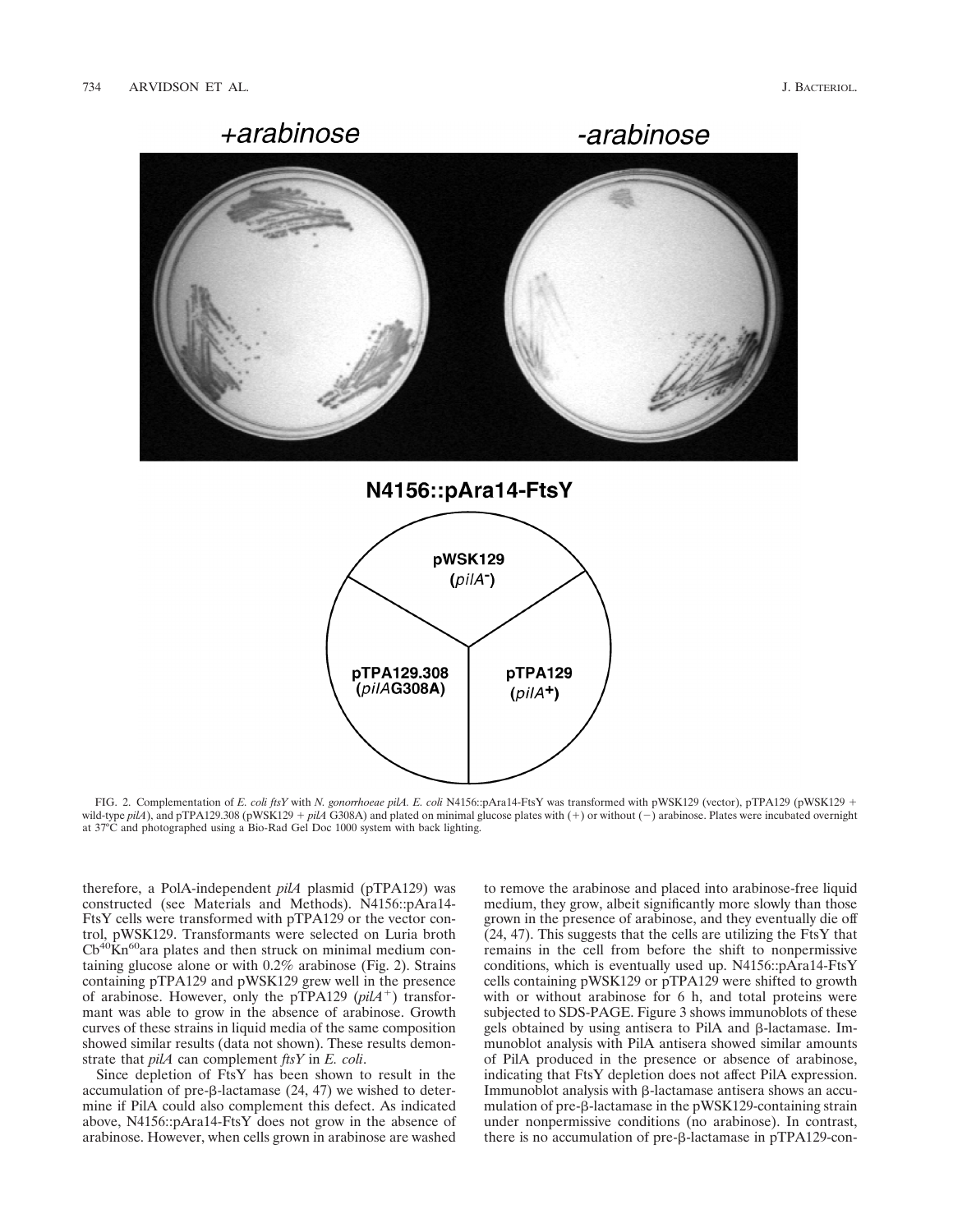+arabinose

-arabinose

N4156::pAra14-FtsY

pWSK129 (*pilA*⁻)

pTPA129.308 (*pilA*G308A)

pTPA129 (*pilA*+)

FIG. 2. Complementation of *E. coli ftsY* with *N. gonorrhoeae pilA*. *E. coli* N4156::pAra14-FtsY was transformed with pWSK129 (vector), pTPA129 (pWSK129 + wild-type *pilA*), and pTPA129.308 (pWSK129 + *pilA* G308A) and plated on minimal glucose plates with (+) or without (−) arabinose. Plates were incubated overnight at 37°C and photographed using a Bio-Rad Gel Doc 1000 system with back lighting.

therefore, a PolA-independent *pilA* plasmid (pTPA129) was constructed (see Materials and Methods). N4156::pAra14-FtsY cells were transformed with pTPA129 or the vector control, pWSK129. Transformants were selected on Luria broth $Cb^{40}Kn^{60}$ara plates and then struck on minimal medium containing glucose alone or with 0.2% arabinose (Fig. 2). Strains containing pTPA129 and pWSK129 grew well in the presence of arabinose. However, only the pTPA129 (*pilA*⁺) transformant was able to grow in the absence of arabinose. Growth curves of these strains in liquid media of the same composition showed similar results (data not shown). These results demonstrate that *pilA* can complement *ftsY* in *E. coli*.

Since depletion of FtsY has been shown to result in the accumulation of pre-β-lactamase (24, 47) we wished to determine if PilA could also complement this defect. As indicated above, N4156::pAra14-FtsY does not grow in the absence of arabinose. However, when cells grown in arabinose are washed to remove the arabinose and placed into arabinose-free liquid medium, they grow, albeit significantly more slowly than those grown in the presence of arabinose, and they eventually die off (24, 47). This suggests that the cells are utilizing the FtsY that remains in the cell from before the shift to nonpermissive conditions, which is eventually used up. N4156::pAra14-FtsY cells containing pWSK129 or pTPA129 were shifted to growth with or without arabinose for 6 h, and total proteins were subjected to SDS-PAGE. Figure 3 shows immunoblots of these gels obtained by using antisera to PilA and β-lactamase. Immunoblot analysis with PilA antisera showed similar amounts of PilA produced in the presence or absence of arabinose, indicating that FtsY depletion does not affect PilA expression. Immunoblot analysis with β-lactamase antisera shows an accumulation of pre-β-lactamase in the pWSK129-containing strain under nonpermissive conditions (no arabinose). In contrast, there is no accumulation of pre-β-lactamase in pTPA129-con-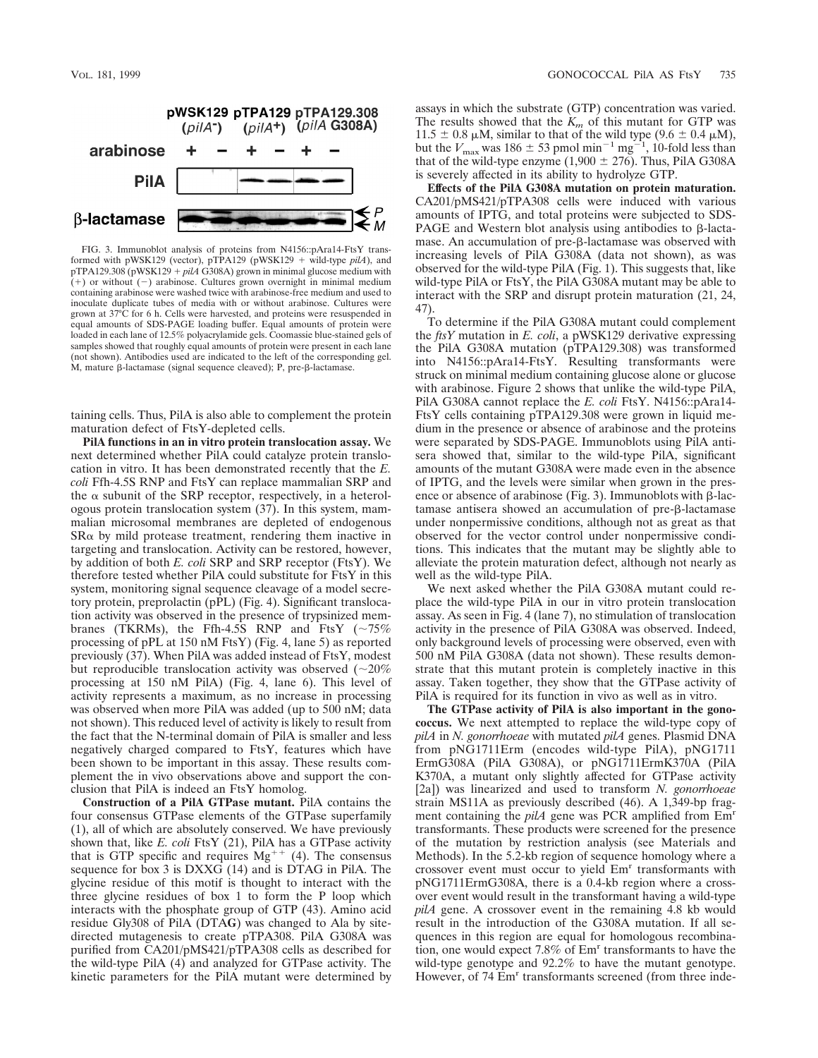FIG. 3. Immunoblot analysis of proteins from N4156::pAra14-FtsY transformed with pWSK129 (vector), pTPA129 (pWSK129 + wild-type *pilA*), and pTPA129.308 (pWSK129 + *pilA* G308A) grown in minimal glucose medium with (+) or without (−) arabinose. Cultures grown overnight in minimal medium containing arabinose were washed twice with arabinose-free medium and used to inoculate duplicate tubes of media with or without arabinose. Cultures were grown at 37°C for 6 h. Cells were harvested, and proteins were resuspended in equal amounts of SDS-PAGE loading buffer. Equal amounts of protein were loaded in each lane of 12.5% polyacrylamide gels. Coomassie blue-stained gels of samples showed that roughly equal amounts of protein were present in each lane (not shown). Antibodies used are indicated to the left of the corresponding gel. M, mature β-lactamase (signal sequence cleaved); P, pre-β-lactamase.

taining cells. Thus, PilA is also able to complement the protein maturation defect of FtsY-depleted cells.

**PilA functions in an in vitro protein translocation assay.** We next determined whether PilA could catalyze protein translocation in vitro. It has been demonstrated recently that the *E. coli* Ffh-4.5S RNP and FtsY can replace mammalian SRP and the α subunit of the SRP receptor, respectively, in a heterologous protein translocation system (37). In this system, mammalian microsomal membranes are depleted of endogenous SRα by mild protease treatment, rendering them inactive in targeting and translocation. Activity can be restored, however, by addition of both *E. coli* SRP and SRP receptor (FtsY). We therefore tested whether PilA could substitute for FtsY in this system, monitoring signal sequence cleavage of a model secretory protein, preprolactin (pPL) (Fig. 4). Significant translocation activity was observed in the presence of trypsinized membranes (TKRMs), the Ffh-4.5S RNP and FtsY (~75% processing of pPL at 150 nM FtsY) (Fig. 4, lane 5) as reported previously (37). When PilA was added instead of FtsY, modest but reproducible translocation activity was observed (~20% processing at 150 nM PilA) (Fig. 4, lane 6). This level of activity represents a maximum, as no increase in processing was observed when more PilA was added (up to 500 nM; data not shown). This reduced level of activity is likely to result from the fact that the N-terminal domain of PilA is smaller and less negatively charged compared to FtsY, features which have been shown to be important in this assay. These results complement the in vivo observations above and support the conclusion that PilA is indeed an FtsY homolog.

**Construction of a PilA GTPase mutant.** PilA contains the four consensus GTPase elements of the GTPase superfamily (1), all of which are absolutely conserved. We have previously shown that, like *E. coli* FtsY (21), PilA has a GTPase activity that is GTP specific and requires $Mg^{++}$ (4). The consensus sequence for box 3 is DXXG (14) and is DTAG in PilA. The glycine residue of this motif is thought to interact with the three glycine residues of box 1 to form the P loop which interacts with the phosphate group of GTP (43). Amino acid residue Gly308 of PilA (DTA**G**) was changed to Ala by site-directed mutagenesis to create pTPA308. PilA G308A was purified from CA201/pMS421/pTPA308 cells as described for the wild-type PilA (4) and analyzed for GTPase activity. The kinetic parameters for the PilA mutant were determined by assays in which the substrate (GTP) concentration was varied. The results showed that the $K_m$ of this mutant for GTP was 11.5 ± 0.8 μM, similar to that of the wild type (9.6 ± 0.4 μM), but the $V_{max}$ was 186 ± 53 pmol $min^{-1}$ $mg^{-1}$, 10-fold less than that of the wild-type enzyme (1,900 ± 276). Thus, PilA G308A is severely affected in its ability to hydrolyze GTP.

**Effects of the PilA G308A mutation on protein maturation.** CA201/pMS421/pTPA308 cells were induced with various amounts of IPTG, and total proteins were subjected to SDS-PAGE and Western blot analysis using antibodies to β-lactamase. An accumulation of pre-β-lactamase was observed with increasing levels of PilA G308A (data not shown), as was observed for the wild-type PilA (Fig. 1). This suggests that, like wild-type PilA or FtsY, the PilA G308A mutant may be able to interact with the SRP and disrupt protein maturation (21, 24, 47).

To determine if the PilA G308A mutant could complement the *ftsY* mutation in *E. coli*, a pWSK129 derivative expressing the PilA G308A mutation (pTPA129.308) was transformed into N4156::pAra14-FtsY. Resulting transformants were struck on minimal medium containing glucose alone or glucose with arabinose. Figure 2 shows that unlike the wild-type PilA, PilA G308A cannot replace the *E. coli* FtsY. N4156::pAra14-FtsY cells containing pTPA129.308 were grown in liquid medium in the presence or absence of arabinose and the proteins were separated by SDS-PAGE. Immunoblots using PilA antisera showed that, similar to the wild-type PilA, significant amounts of the mutant G308A were made even in the absence of IPTG, and the levels were similar when grown in the presence or absence of arabinose (Fig. 3). Immunoblots with β-lactamase antisera showed an accumulation of pre-β-lactamase under nonpermissive conditions, although not as great as that observed for the vector control under nonpermissive conditions. This indicates that the mutant may be slightly able to alleviate the protein maturation defect, although not nearly as well as the wild-type PilA.

We next asked whether the PilA G308A mutant could replace the wild-type PilA in our in vitro protein translocation assay. As seen in Fig. 4 (lane 7), no stimulation of translocation activity in the presence of PilA G308A was observed. Indeed, only background levels of processing were observed, even with 500 nM PilA G308A (data not shown). These results demonstrate that this mutant protein is completely inactive in this assay. Taken together, they show that the GTPase activity of PilA is required for its function in vivo as well as in vitro.

**The GTPase activity of PilA is also important in the gonococcus.** We next attempted to replace the wild-type copy of *pilA* in *N. gonorrhoeae* with mutated *pilA* genes. Plasmid DNA from pNG1711Erm (encodes wild-type PilA), pNG1711 ErmG308A (PilA G308A), or pNG1711ErmK370A (PilA K370A, a mutant only slightly affected for GTPase activity [2a]) was linearized and used to transform *N. gonorrhoeae* strain MS11A as previously described (46). A 1,349-bp fragment containing the *pilA* gene was PCR amplified from $Em^r$ transformants. These products were screened for the presence of the mutation by restriction analysis (see Materials and Methods). In the 5.2-kb region of sequence homology where a crossover event must occur to yield $Em^r$ transformants with pNG1711ErmG308A, there is a 0.4-kb region where a crossover event would result in the transformant having a wild-type *pilA* gene. A crossover event in the remaining 4.8 kb would result in the introduction of the G308A mutation. If all sequences in this region are equal for homologous recombination, one would expect 7.8% of $Em^r$ transformants to have the wild-type genotype and 92.2% to have the mutant genotype. However, of 74 $Em^r$ transformants screened (from three inde-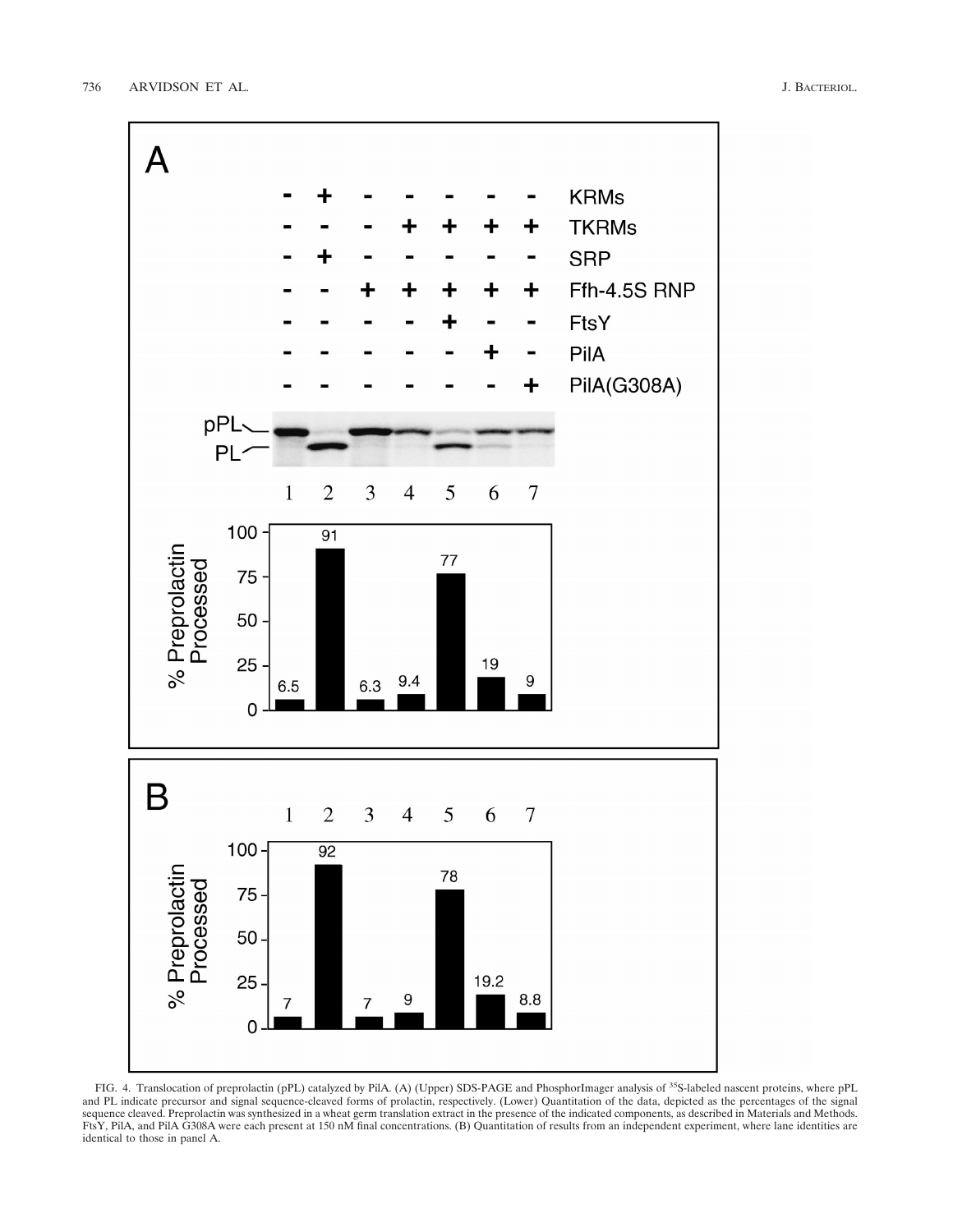FIG. 4. Translocation of preprolactin (pPL) catalyzed by PilA. (A) (Upper) SDS-PAGE and PhosphorImager analysis of $^{35}S$-labeled nascent proteins, where pPL and PL indicate precursor and signal sequence-cleaved forms of prolactin, respectively. (Lower) Quantitation of the data, depicted as the percentages of the signal sequence cleaved. Preprolactin was synthesized in a wheat germ translation extract in the presence of the indicated components, as described in Materials and Methods. FtsY, PilA, and PilA G308A were each present at 150 nM final concentrations. (B) Quantitation of results from an independent experiment, where lane identities are identical to those in panel A.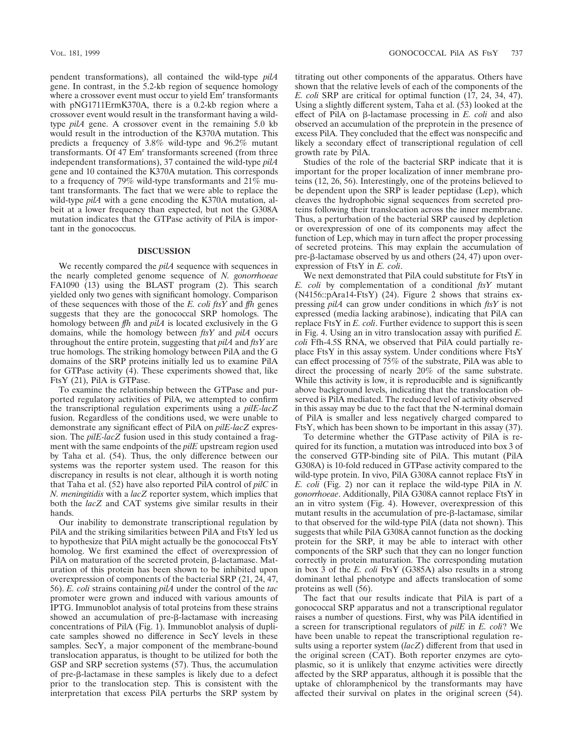pendent transformations), all contained the wild-type *pilA* gene. In contrast, in the 5.2-kb region of sequence homology where a crossover event must occur to yield Em$^r$ transformants with pNG1711ErmK370A, there is a 0.2-kb region where a crossover event would result in the transformant having a wild-type *pilA* gene. A crossover event in the remaining 5.0 kb would result in the introduction of the K370A mutation. This predicts a frequency of 3.8% wild-type and 96.2% mutant transformants. Of 47 Em$^r$ transformants screened (from three independent transformations), 37 contained the wild-type *pilA* gene and 10 contained the K370A mutation. This corresponds to a frequency of 79% wild-type transformants and 21% mutant transformants. The fact that we were able to replace the wild-type *pilA* with a gene encoding the K370A mutation, albeit at a lower frequency than expected, but not the G308A mutation indicates that the GTPase activity of PilA is important in the gonococcus.

## DISCUSSION

We recently compared the *pilA* sequence with sequences in the nearly completed genome sequence of *N. gonorrhoeae* FA1090 (13) using the BLAST program (2). This search yielded only two genes with significant homology. Comparison of these sequences with those of the *E. coli ftsY* and *ffh* genes suggests that they are the gonococcal SRP homologs. The homology between *ffh* and *pilA* is located exclusively in the G domains, while the homology between *ftsY* and *pilA* occurs throughout the entire protein, suggesting that *pilA* and *ftsY* are true homologs. The striking homology between PilA and the G domains of the SRP proteins initially led us to examine PilA for GTPase activity (4). These experiments showed that, like FtsY (21), PilA is GTPase.

To examine the relationship between the GTPase and purported regulatory activities of PilA, we attempted to confirm the transcriptional regulation experiments using a *pilE-lacZ* fusion. Regardless of the conditions used, we were unable to demonstrate any significant effect of PilA on *pilE-lacZ* expression. The *pilE-lacZ* fusion used in this study contained a fragment with the same endpoints of the *pilE* upstream region used by Taha et al. (54). Thus, the only difference between our systems was the reporter system used. The reason for this discrepancy in results is not clear, although it is worth noting that Taha et al. (52) have also reported PilA control of *pilC* in *N. meningitidis* with a *lacZ* reporter system, which implies that both the *lacZ* and CAT systems give similar results in their hands.

Our inability to demonstrate transcriptional regulation by PilA and the striking similarities between PilA and FtsY led us to hypothesize that PilA might actually be the gonococcal FtsY homolog. We first examined the effect of overexpression of PilA on maturation of the secreted protein, β-lactamase. Maturation of this protein has been shown to be inhibited upon overexpression of components of the bacterial SRP (21, 24, 47, 56). *E. coli* strains containing *pilA* under the control of the *tac* promoter were grown and induced with various amounts of IPTG. Immunoblot analysis of total proteins from these strains showed an accumulation of pre-β-lactamase with increasing concentrations of PilA (Fig. 1). Immunoblot analysis of duplicate samples showed no difference in SecY levels in these samples. SecY, a major component of the membrane-bound translocation apparatus, is thought to be utilized for both the GSP and SRP secretion systems (57). Thus, the accumulation of pre-β-lactamase in these samples is likely due to a defect prior to the translocation step. This is consistent with the interpretation that excess PilA perturbs the SRP system by titrating out other components of the apparatus. Others have shown that the relative levels of each of the components of the *E. coli* SRP are critical for optimal function (17, 24, 34, 47). Using a slightly different system, Taha et al. (53) looked at the effect of PilA on β-lactamase processing in *E. coli* and also observed an accumulation of the preprotein in the presence of excess PilA. They concluded that the effect was nonspecific and likely a secondary effect of transcriptional regulation of cell growth rate by PilA.

Studies of the role of the bacterial SRP indicate that it is important for the proper localization of inner membrane proteins (12, 26, 56). Interestingly, one of the proteins believed to be dependent upon the SRP is leader peptidase (Lep), which cleaves the hydrophobic signal sequences from secreted proteins following their translocation across the inner membrane. Thus, a perturbation of the bacterial SRP caused by depletion or overexpression of one of its components may affect the function of Lep, which may in turn affect the proper processing of secreted proteins. This may explain the accumulation of pre-β-lactamase observed by us and others (24, 47) upon overexpression of FtsY in *E. coli*.

We next demonstrated that PilA could substitute for FtsY in *E. coli* by complementation of a conditional *ftsY* mutant (N4156::pAra14-FtsY) (24). Figure 2 shows that strains expressing *pilA* can grow under conditions in which *ftsY* is not expressed (media lacking arabinose), indicating that PilA can replace FtsY in *E. coli*. Further evidence to support this is seen in Fig. 4. Using an in vitro translocation assay with purified *E. coli* Ffh-4.5S RNA, we observed that PilA could partially replace FtsY in this assay system. Under conditions where FtsY can effect processing of 75% of the substrate, PilA was able to direct the processing of nearly 20% of the same substrate. While this activity is low, it is reproducible and is significantly above background levels, indicating that the translocation observed is PilA mediated. The reduced level of activity observed in this assay may be due to the fact that the N-terminal domain of PilA is smaller and less negatively charged compared to FtsY, which has been shown to be important in this assay (37).

To determine whether the GTPase activity of PilA is required for its function, a mutation was introduced into box 3 of the conserved GTP-binding site of PilA. This mutant (PilA G308A) is 10-fold reduced in GTPase activity compared to the wild-type protein. In vivo, PilA G308A cannot replace FtsY in *E. coli* (Fig. 2) nor can it replace the wild-type PilA in *N. gonorrhoeae*. Additionally, PilA G308A cannot replace FtsY in an in vitro system (Fig. 4). However, overexpression of this mutant results in the accumulation of pre-β-lactamase, similar to that observed for the wild-type PilA (data not shown). This suggests that while PilA G308A cannot function as the docking protein for the SRP, it may be able to interact with other components of the SRP such that they can no longer function correctly in protein maturation. The corresponding mutation in box 3 of the *E. coli* FtsY (G385A) also results in a strong dominant lethal phenotype and affects translocation of some proteins as well (56).

The fact that our results indicate that PilA is part of a gonococcal SRP apparatus and not a transcriptional regulator raises a number of questions. First, why was PilA identified in a screen for transcriptional regulators of *pilE* in *E. coli*? We have been unable to repeat the transcriptional regulation results using a reporter system (*lacZ*) different from that used in the original screen (CAT). Both reporter enzymes are cytoplasmic, so it is unlikely that enzyme activities were directly affected by the SRP apparatus, although it is possible that the uptake of chloramphenicol by the transformants may have affected their survival on plates in the original screen (54).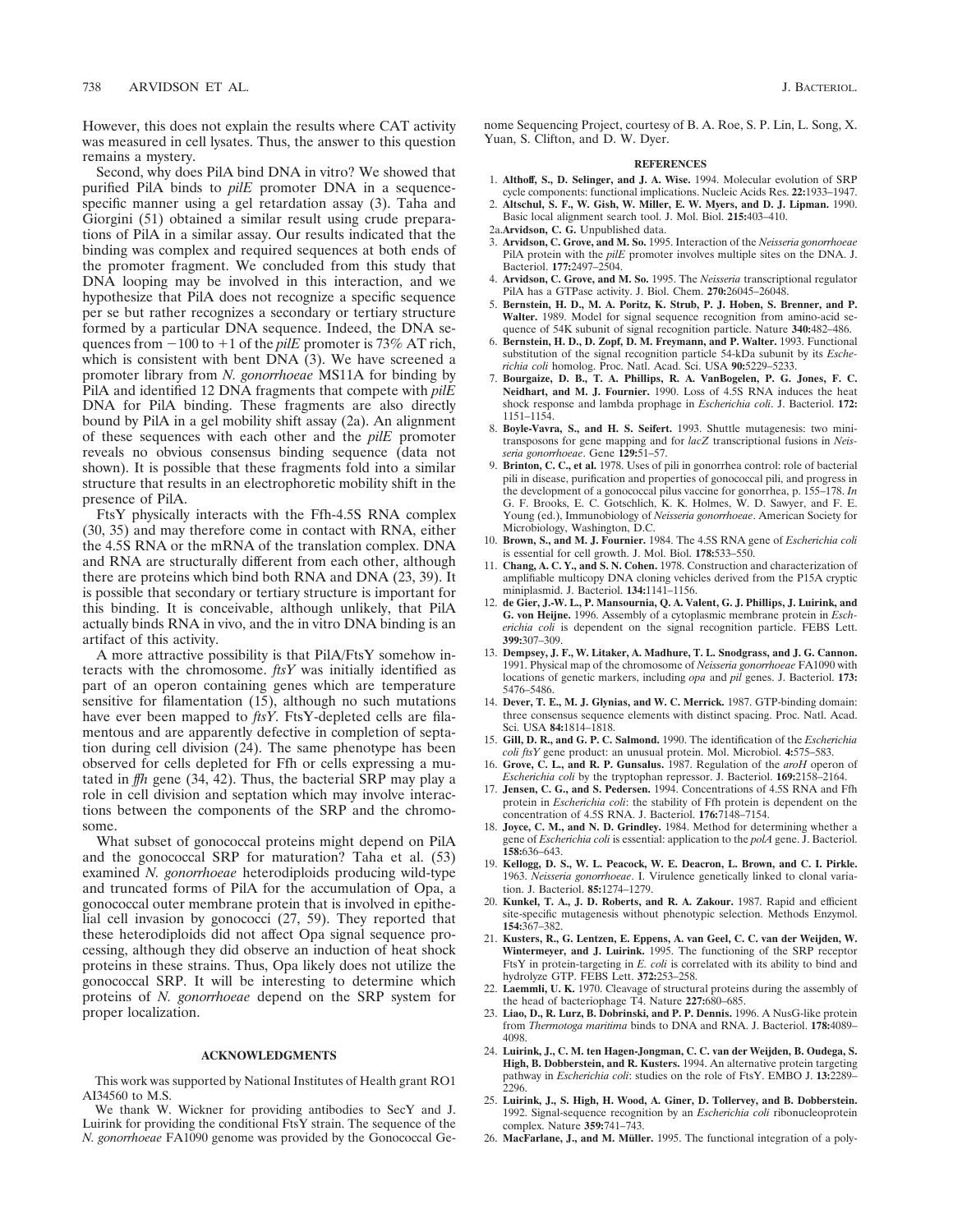However, this does not explain the results where CAT activity was measured in cell lysates. Thus, the answer to this question remains a mystery.

Second, why does PilA bind DNA in vitro? We showed that purified PilA binds to *pilE* promoter DNA in a sequence-specific manner using a gel retardation assay (3). Taha and Giorgini (51) obtained a similar result using crude preparations of PilA in a similar assay. Our results indicated that the binding was complex and required sequences at both ends of the promoter fragment. We concluded from this study that DNA looping may be involved in this interaction, and we hypothesize that PilA does not recognize a specific sequence per se but rather recognizes a secondary or tertiary structure formed by a particular DNA sequence. Indeed, the DNA sequences from −100 to +1 of the *pilE* promoter is 73% AT rich, which is consistent with bent DNA (3). We have screened a promoter library from *N. gonorrhoeae* MS11A for binding by PilA and identified 12 DNA fragments that compete with *pilE* DNA for PilA binding. These fragments are also directly bound by PilA in a gel mobility shift assay (2a). An alignment of these sequences with each other and the *pilE* promoter reveals no obvious consensus binding sequence (data not shown). It is possible that these fragments fold into a similar structure that results in an electrophoretic mobility shift in the presence of PilA.

FtsY physically interacts with the Ffh-4.5S RNA complex (30, 35) and may therefore come in contact with RNA, either the 4.5S RNA or the mRNA of the translation complex. DNA and RNA are structurally different from each other, although there are proteins which bind both RNA and DNA (23, 39). It is possible that secondary or tertiary structure is important for this binding. It is conceivable, although unlikely, that PilA actually binds RNA in vivo, and the in vitro DNA binding is an artifact of this activity.

A more attractive possibility is that PilA/FtsY somehow interacts with the chromosome. *ftsY* was initially identified as part of an operon containing genes which are temperature sensitive for filamentation (15), although no such mutations have ever been mapped to *ftsY*. FtsY-depleted cells are filamentous and are apparently defective in completion of septation during cell division (24). The same phenotype has been observed for cells depleted for Ffh or cells expressing a mutated in *ffh* gene (34, 42). Thus, the bacterial SRP may play a role in cell division and septation which may involve interactions between the components of the SRP and the chromosome.

What subset of gonococcal proteins might depend on PilA and the gonococcal SRP for maturation? Taha et al. (53) examined *N. gonorrhoeae* heterodiploids producing wild-type and truncated forms of PilA for the accumulation of Opa, a gonococcal outer membrane protein that is involved in epithelial cell invasion by gonococci (27, 59). They reported that these heterodiploids did not affect Opa signal sequence processing, although they did observe an induction of heat shock proteins in these strains. Thus, Opa likely does not utilize the gonococcal SRP. It will be interesting to determine which proteins of *N. gonorrhoeae* depend on the SRP system for proper localization.

## ACKNOWLEDGMENTS

This work was supported by National Institutes of Health grant RO1 AI34560 to M.S.

We thank W. Wickner for providing antibodies to SecY and J. Luirink for providing the conditional FtsY strain. The sequence of the *N. gonorrhoeae* FA1090 genome was provided by the Gonococcal Genome Sequencing Project, courtesy of B. A. Roe, S. P. Lin, L. Song, X. Yuan, S. Clifton, and D. W. Dyer.

## REFERENCES

1. **Althoff, S., D. Selinger, and J. A. Wise.** 1994. Molecular evolution of SRP cycle components: functional implications. Nucleic Acids Res. **22:**1933–1947.
2. **Altschul, S. F., W. Gish, W. Miller, E. W. Myers, and D. J. Lipman.** 1990. Basic local alignment search tool. J. Mol. Biol. **215:**403–410.

2a. **Arvidson, C. G.** Unpublished data.

3. **Arvidson, C. Grove, and M. So.** 1995. Interaction of the *Neisseria gonorrhoeae* PilA protein with the *pilE* promoter involves multiple sites on the DNA. J. Bacteriol. **177:**2497–2504.
4. **Arvidson, C. Grove, and M. So.** 1995. The *Neisseria* transcriptional regulator PilA has a GTPase activity. J. Biol. Chem. **270:**26045–26048.
5. **Bernstein, H. D., M. A. Poritz, K. Strub, P. J. Hoben, S. Brenner, and P. Walter.** 1989. Model for signal sequence recognition from amino-acid sequence of 54K subunit of signal recognition particle. Nature **340:**482–486.
6. **Bernstein, H. D., D. Zopf, D. M. Freymann, and P. Walter.** 1993. Functional substitution of the signal recognition particle 54-kDa subunit by its *Escherichia coli* homolog. Proc. Natl. Acad. Sci. USA **90:**5229–5233.
7. **Bourgaize, D. B., T. A. Phillips, R. A. VanBogelen, P. G. Jones, F. C. Neidhart, and M. J. Fournier.** 1990. Loss of 4.5S RNA induces the heat shock response and lambda prophage in *Escherichia coli*. J. Bacteriol. **172:**1151–1154.
8. **Boyle-Vavra, S., and H. S. Seifert.** 1993. Shuttle mutagenesis: two minitransposons for gene mapping and for *lacZ* transcriptional fusions in *Neisseria gonorrhoeae*. Gene **129:**51–57.
9. **Brinton, C. C., et al.** 1978. Uses of pili in gonorrhea control: role of bacterial pili in disease, purification and properties of gonococcal pili, and progress in the development of a gonococcal pilus vaccine for gonorrhea, p. 155–178. *In* G. F. Brooks, E. C. Gotschlich, K. K. Holmes, W. D. Sawyer, and F. E. Young (ed.), Immunobiology of *Neisseria gonorrhoeae*. American Society for Microbiology, Washington, D.C.
10. **Brown, S., and M. J. Fournier.** 1984. The 4.5S RNA gene of *Escherichia coli* is essential for cell growth. J. Mol. Biol. **178:**533–550.
11. **Chang, A. C. Y., and S. N. Cohen.** 1978. Construction and characterization of amplifiable multicopy DNA cloning vehicles derived from the P15A cryptic miniplasmid. J. Bacteriol. **134:**1141–1156.
12. **de Gier, J.-W. L., P. Mansournia, Q. A. Valent, G. J. Phillips, J. Luirink, and G. von Heijne.** 1996. Assembly of a cytoplasmic membrane protein in *Escherichia coli* is dependent on the signal recognition particle. FEBS Lett. **399:**307–309.
13. **Dempsey, J. F., W. Litaker, A. Madhure, T. L. Snodgrass, and J. G. Cannon.** 1991. Physical map of the chromosome of *Neisseria gonorrhoeae* FA1090 with locations of genetic markers, including *opa* and *pil* genes. J. Bacteriol. **173:**5476–5486.
14. **Dever, T. E., M. J. Glynias, and W. C. Merrick.** 1987. GTP-binding domain: three consensus sequence elements with distinct spacing. Proc. Natl. Acad. Sci. USA **84:**1814–1818.
15. **Gill, D. R., and G. P. C. Salmond.** 1990. The identification of the *Escherichia coli ftsY* gene product: an unusual protein. Mol. Microbiol. **4:**575–583.
16. **Grove, C. L., and R. P. Gunsalus.** 1987. Regulation of the *aroH* operon of *Escherichia coli* by the tryptophan repressor. J. Bacteriol. **169:**2158–2164.
17. **Jensen, C. G., and S. Pedersen.** 1994. Concentrations of 4.5S RNA and Ffh protein in *Escherichia coli*: the stability of Ffh protein is dependent on the concentration of 4.5S RNA. J. Bacteriol. **176:**7148–7154.
18. **Joyce, C. M., and N. D. Grindley.** 1984. Method for determining whether a gene of *Escherichia coli* is essential: application to the *polA* gene. J. Bacteriol. **158:**636–643.
19. **Kellogg, D. S., W. L. Peacock, W. E. Deacron, L. Brown, and C. I. Pirkle.** 1963. *Neisseria gonorrhoeae*. I. Virulence genetically linked to clonal variation. J. Bacteriol. **85:**1274–1279.
20. **Kunkel, T. A., J. D. Roberts, and R. A. Zakour.** 1987. Rapid and efficient site-specific mutagenesis without phenotypic selection. Methods Enzymol. **154:**367–382.
21. **Kusters, R., G. Lentzen, E. Eppens, A. van Geel, C. C. van der Weijden, W. Wintermeyer, and J. Luirink.** 1995. The functioning of the SRP receptor FtsY in protein-targeting in *E. coli* is correlated with its ability to bind and hydrolyze GTP. FEBS Lett. **372:**253–258.
22. **Laemmli, U. K.** 1970. Cleavage of structural proteins during the assembly of the head of bacteriophage T4. Nature **227:**680–685.
23. **Liao, D., R. Lurz, B. Dobrinski, and P. P. Dennis.** 1996. A NusG-like protein from *Thermotoga maritima* binds to DNA and RNA. J. Bacteriol. **178:**4089–4098.
24. **Luirink, J., C. M. ten Hagen-Jongman, C. C. van der Weijden, B. Oudega, S. High, B. Dobberstein, and R. Kusters.** 1994. An alternative protein targeting pathway in *Escherichia coli*: studies on the role of FtsY. EMBO J. **13:**2289–2296.
25. **Luirink, J., S. High, H. Wood, A. Giner, D. Tollervey, and B. Dobberstein.** 1992. Signal-sequence recognition by an *Escherichia coli* ribonucleoprotein complex. Nature **359:**741–743.
26. **MacFarlane, J., and M. Müller.** 1995. The functional integration of a poly-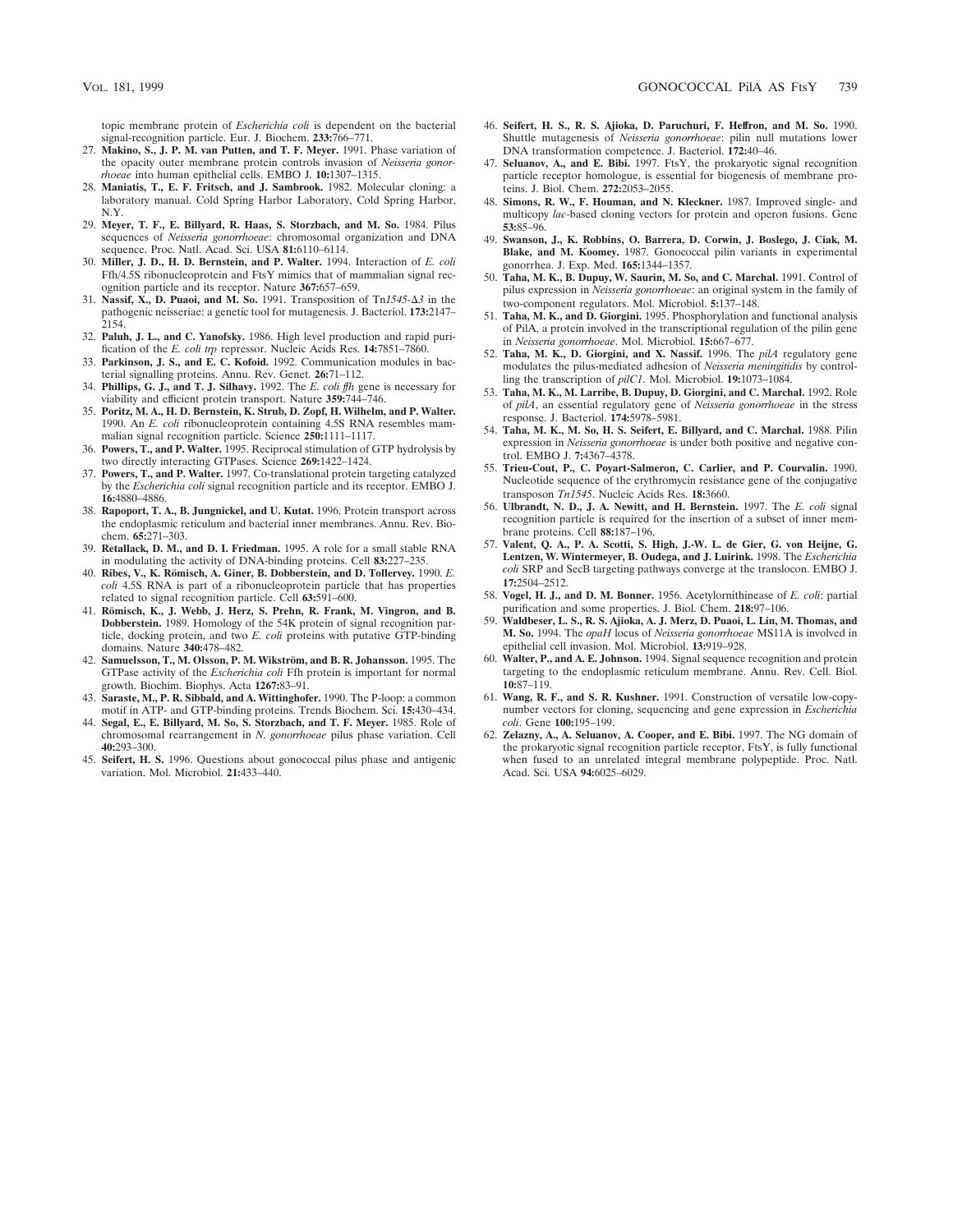topic membrane protein of *Escherichia coli* is dependent on the bacterial signal-recognition particle. Eur. J. Biochem. **233:**766–771.

27. **Makino, S., J. P. M. van Putten, and T. F. Meyer.** 1991. Phase variation of the opacity outer membrane protein controls invasion of *Neisseria gonorrhoeae* into human epithelial cells. EMBO J. **10:**1307–1315.
28. **Maniatis, T., E. F. Fritsch, and J. Sambrook.** 1982. Molecular cloning: a laboratory manual. Cold Spring Harbor Laboratory, Cold Spring Harbor, N.Y.
29. **Meyer, T. F., E. Billyard, R. Haas, S. Storzbach, and M. So.** 1984. Pilus sequences of *Neisseria gonorrhoeae*: chromosomal organization and DNA sequence. Proc. Natl. Acad. Sci. USA **81:**6110–6114.
30. **Miller, J. D., H. D. Bernstein, and P. Walter.** 1994. Interaction of *E. coli* Ffh/4.5S ribonucleoprotein and FtsY mimics that of mammalian signal recognition particle and its receptor. Nature **367:**657–659.
31. **Nassif, X., D. Puaoi, and M. So.** 1991. Transposition of Tn*1545*-Δ*3* in the pathogenic neisseriae: a genetic tool for mutagenesis. J. Bacteriol. **173:**2147–2154.
32. **Paluh, J. L., and C. Yanofsky.** 1986. High level production and rapid purification of the *E. coli trp* repressor. Nucleic Acids Res. **14:**7851–7860.
33. **Parkinson, J. S., and E. C. Kofoid.** 1992. Communication modules in bacterial signalling proteins. Annu. Rev. Genet. **26:**71–112.
34. **Phillips, G. J., and T. J. Silhavy.** 1992. The *E. coli ffh* gene is necessary for viability and efficient protein transport. Nature **359:**744–746.
35. **Poritz, M. A., H. D. Bernstein, K. Strub, D. Zopf, H. Wilhelm, and P. Walter.** 1990. An *E. coli* ribonucleoprotein containing 4.5S RNA resembles mammalian signal recognition particle. Science **250:**1111–1117.
36. **Powers, T., and P. Walter.** 1995. Reciprocal stimulation of GTP hydrolysis by two directly interacting GTPases. Science **269:**1422–1424.
37. **Powers, T., and P. Walter.** 1997. Co-translational protein targeting catalyzed by the *Escherichia coli* signal recognition particle and its receptor. EMBO J. **16:**4880–4886.
38. **Rapoport, T. A., B. Jungnickel, and U. Kutat.** 1996. Protein transport across the endoplasmic reticulum and bacterial inner membranes. Annu. Rev. Biochem. **65:**271–303.
39. **Retallack, D. M., and D. I. Friedman.** 1995. A role for a small stable RNA in modulating the activity of DNA-binding proteins. Cell **83:**227–235.
40. **Ribes, V., K. Römisch, A. Giner, B. Dobberstein, and D. Tollervey.** 1990. *E. coli* 4.5S RNA is part of a ribonucleoprotein particle that has properties related to signal recognition particle. Cell **63:**591–600.
41. **Römisch, K., J. Webb, J. Herz, S. Prehn, R. Frank, M. Vingron, and B. Dobberstein.** 1989. Homology of the 54K protein of signal recognition particle, docking protein, and two *E. coli* proteins with putative GTP-binding domains. Nature **340:**478–482.
42. **Samuelsson, T., M. Olsson, P. M. Wikström, and B. R. Johansson.** 1995. The GTPase activity of the *Escherichia coli* Ffh protein is important for normal growth. Biochim. Biophys. Acta **1267:**83–91.
43. **Saraste, M., P. R. Sibbald, and A. Wittinghofer.** 1990. The P-loop: a common motif in ATP- and GTP-binding proteins. Trends Biochem. Sci. **15:**430–434.
44. **Segal, E., E. Billyard, M. So, S. Storzbach, and T. F. Meyer.** 1985. Role of chromosomal rearrangement in *N. gonorrhoeae* pilus phase variation. Cell **40:**293–300.
45. **Seifert, H. S.** 1996. Questions about gonococcal pilus phase and antigenic variation. Mol. Microbiol. **21:**433–440.
46. **Seifert, H. S., R. S. Ajioka, D. Paruchuri, F. Heffron, and M. So.** 1990. Shuttle mutagenesis of *Neisseria gonorrhoeae*: pilin null mutations lower DNA transformation competence. J. Bacteriol. **172:**40–46.
47. **Seluanov, A., and E. Bibi.** 1997. FtsY, the prokaryotic signal recognition particle receptor homologue, is essential for biogenesis of membrane proteins. J. Biol. Chem. **272:**2053–2055.
48. **Simons, R. W., F. Houman, and N. Kleckner.** 1987. Improved single- and multicopy *lac*-based cloning vectors for protein and operon fusions. Gene **53:**85–96.
49. **Swanson, J., K. Robbins, O. Barrera, D. Corwin, J. Boslego, J. Ciak, M. Blake, and M. Koomey.** 1987. Gonococcal pilin variants in experimental gonorrhea. J. Exp. Med. **165:**1344–1357.
50. **Taha, M. K., B. Dupuy, W. Saurin, M. So, and C. Marchal.** 1991. Control of pilus expression in *Neisseria gonorrhoeae*: an original system in the family of two-component regulators. Mol. Microbiol. **5:**137–148.
51. **Taha, M. K., and D. Giorgini.** 1995. Phosphorylation and functional analysis of PilA, a protein involved in the transcriptional regulation of the pilin gene in *Neisseria gonorrhoeae*. Mol. Microbiol. **15:**667–677.
52. **Taha, M. K., D. Giorgini, and X. Nassif.** 1996. The *pilA* regulatory gene modulates the pilus-mediated adhesion of *Neisseria meningitidis* by controlling the transcription of *pilC1*. Mol. Microbiol. **19:**1073–1084.
53. **Taha, M. K., M. Larribe, B. Dupuy, D. Giorgini, and C. Marchal.** 1992. Role of *pilA*, an essential regulatory gene of *Neisseria gonorrhoeae* in the stress response. J. Bacteriol. **174:**5978–5981.
54. **Taha, M. K., M. So, H. S. Seifert, E. Billyard, and C. Marchal.** 1988. Pilin expression in *Neisseria gonorrhoeae* is under both positive and negative control. EMBO J. **7:**4367–4378.
55. **Trieu-Cout, P., C. Poyart-Salmeron, C. Carlier, and P. Courvalin.** 1990. Nucleotide sequence of the erythromycin resistance gene of the conjugative transposon *Tn1545*. Nucleic Acids Res. **18:**3660.
56. **Ulbrandt, N. D., J. A. Newitt, and H. Bernstein.** 1997. The *E. coli* signal recognition particle is required for the insertion of a subset of inner membrane proteins. Cell **88:**187–196.
57. **Valent, Q. A., P. A. Scotti, S. High, J.-W. L. de Gier, G. von Heijne, G. Lentzen, W. Wintermeyer, B. Oudega, and J. Luirink.** 1998. The *Escherichia coli* SRP and SecB targeting pathways converge at the translocon. EMBO J. **17:**2504–2512.
58. **Vogel, H. J., and D. M. Bonner.** 1956. Acetylornithinease of *E. coli*: partial purification and some properties. J. Biol. Chem. **218:**97–106.
59. **Waldbeser, L. S., R. S. Ajioka, A. J. Merz, D. Puaoi, L. Lin, M. Thomas, and M. So.** 1994. The *opaH* locus of *Neisseria gonorrhoeae* MS11A is involved in epithelial cell invasion. Mol. Microbiol. **13:**919–928.
60. **Walter, P., and A. E. Johnson.** 1994. Signal sequence recognition and protein targeting to the endoplasmic reticulum membrane. Annu. Rev. Cell. Biol. **10:**87–119.
61. **Wang, R. F., and S. R. Kushner.** 1991. Construction of versatile low-copy-number vectors for cloning, sequencing and gene expression in *Escherichia coli*. Gene **100:**195–199.
62. **Zelazny, A., A. Seluanov, A. Cooper, and E. Bibi.** 1997. The NG domain of the prokaryotic signal recognition particle receptor, FtsY, is fully functional when fused to an unrelated integral membrane polypeptide. Proc. Natl. Acad. Sci. USA **94:**6025–6029.